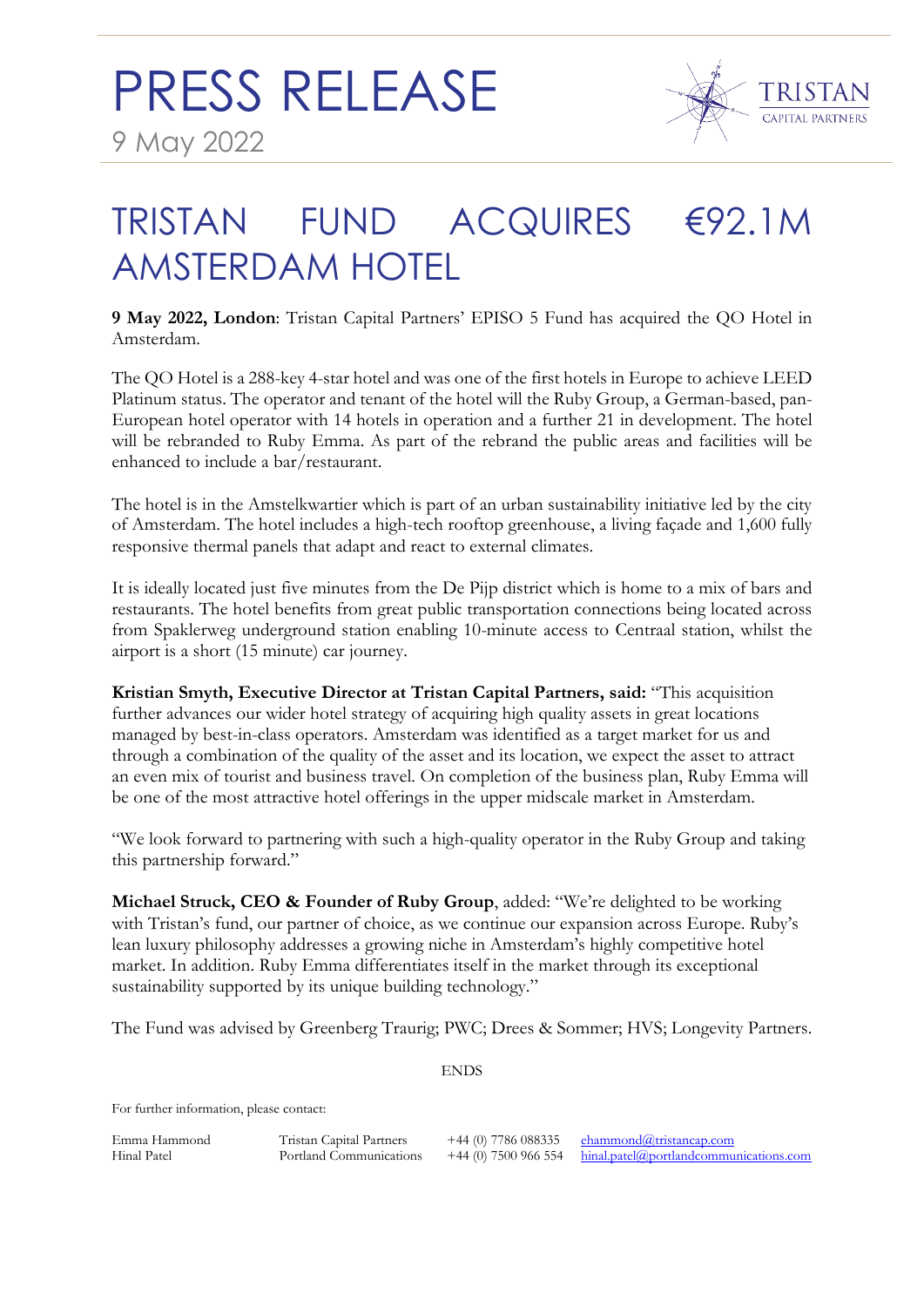# PRESS RELEASE

9 May 2022

TRISTAN CAPITAL PARTNERS

## TRISTAN FUND ACQUIRES €92.1M AMSTERDAM HOTEL

**9 May 2022, London**: Tristan Capital Partners' EPISO 5 Fund has acquired the QO Hotel in Amsterdam.

The QO Hotel is a 288-key 4-star hotel and was one of the first hotels in Europe to achieve LEED Platinum status. The operator and tenant of the hotel will the Ruby Group, a German-based, pan-European hotel operator with 14 hotels in operation and a further 21 in development. The hotel will be rebranded to Ruby Emma. As part of the rebrand the public areas and facilities will be enhanced to include a bar/restaurant.

The hotel is in the Amstelkwartier which is part of an urban sustainability initiative led by the city of Amsterdam. The hotel includes a high-tech rooftop greenhouse, a living façade and 1,600 fully responsive thermal panels that adapt and react to external climates.

It is ideally located just five minutes from the De Pijp district which is home to a mix of bars and restaurants. The hotel benefits from great public transportation connections being located across from Spaklerweg underground station enabling 10-minute access to Centraal station, whilst the airport is a short (15 minute) car journey.

**Kristian Smyth, Executive Director at Tristan Capital Partners, said:** "This acquisition further advances our wider hotel strategy of acquiring high quality assets in great locations managed by best-in-class operators. Amsterdam was identified as a target market for us and through a combination of the quality of the asset and its location, we expect the asset to attract an even mix of tourist and business travel. On completion of the business plan, Ruby Emma will be one of the most attractive hotel offerings in the upper midscale market in Amsterdam.

"We look forward to partnering with such a high-quality operator in the Ruby Group and taking this partnership forward."

**Michael Struck, CEO & Founder of Ruby Group**, added: "We're delighted to be working with Tristan's fund, our partner of choice, as we continue our expansion across Europe. Ruby's lean luxury philosophy addresses a growing niche in Amsterdam's highly competitive hotel market. In addition. Ruby Emma differentiates itself in the market through its exceptional sustainability supported by its unique building technology."

The Fund was advised by Greenberg Traurig; PWC; Drees & Sommer; HVS; Longevity Partners.

ENDS

For further information, please contact:

| | | | |
|---|---|---|---|
| Emma Hammond | Tristan Capital Partners | +44 (0) 7786 088335 | ehammond@tristancap.com |
| Hinal Patel | Portland Communications | +44 (0) 7500 966 554 | hinal.patel@portlandcommunications.com |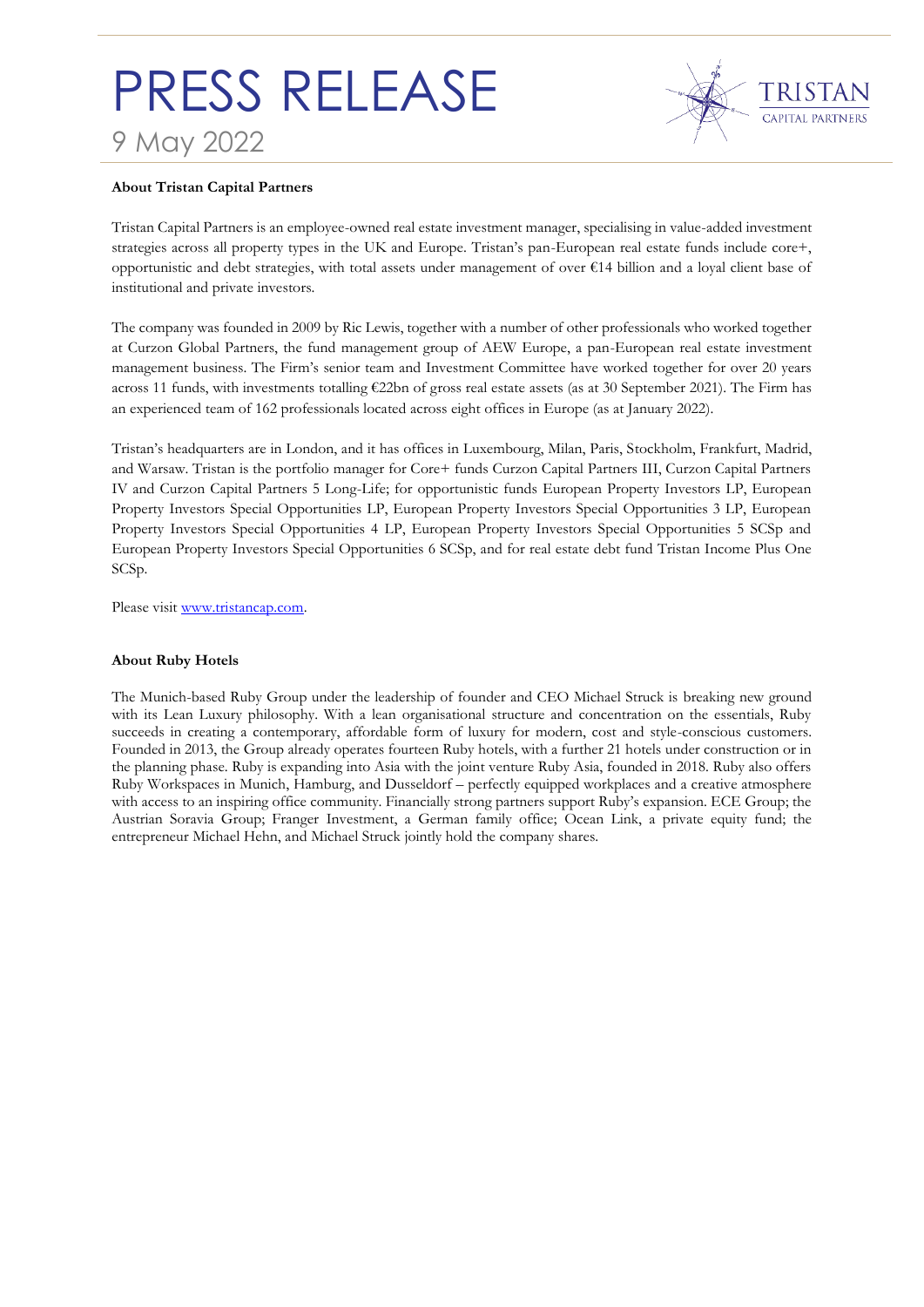**About Tristan Capital Partners**

Tristan Capital Partners is an employee-owned real estate investment manager, specialising in value-added investment strategies across all property types in the UK and Europe. Tristan's pan-European real estate funds include core+, opportunistic and debt strategies, with total assets under management of over €14 billion and a loyal client base of institutional and private investors.

The company was founded in 2009 by Ric Lewis, together with a number of other professionals who worked together at Curzon Global Partners, the fund management group of AEW Europe, a pan-European real estate investment management business. The Firm's senior team and Investment Committee have worked together for over 20 years across 11 funds, with investments totalling €22bn of gross real estate assets (as at 30 September 2021). The Firm has an experienced team of 162 professionals located across eight offices in Europe (as at January 2022).

Tristan's headquarters are in London, and it has offices in Luxembourg, Milan, Paris, Stockholm, Frankfurt, Madrid, and Warsaw. Tristan is the portfolio manager for Core+ funds Curzon Capital Partners III, Curzon Capital Partners IV and Curzon Capital Partners 5 Long-Life; for opportunistic funds European Property Investors LP, European Property Investors Special Opportunities LP, European Property Investors Special Opportunities 3 LP, European Property Investors Special Opportunities 4 LP, European Property Investors Special Opportunities 5 SCSp and European Property Investors Special Opportunities 6 SCSp, and for real estate debt fund Tristan Income Plus One SCSp.

Please visit www.tristancap.com.

**About Ruby Hotels**

The Munich-based Ruby Group under the leadership of founder and CEO Michael Struck is breaking new ground with its Lean Luxury philosophy. With a lean organisational structure and concentration on the essentials, Ruby succeeds in creating a contemporary, affordable form of luxury for modern, cost and style-conscious customers. Founded in 2013, the Group already operates fourteen Ruby hotels, with a further 21 hotels under construction or in the planning phase. Ruby is expanding into Asia with the joint venture Ruby Asia, founded in 2018. Ruby also offers Ruby Workspaces in Munich, Hamburg, and Dusseldorf – perfectly equipped workplaces and a creative atmosphere with access to an inspiring office community. Financially strong partners support Ruby's expansion. ECE Group; the Austrian Soravia Group; Franger Investment, a German family office; Ocean Link, a private equity fund; the entrepreneur Michael Hehn, and Michael Struck jointly hold the company shares.